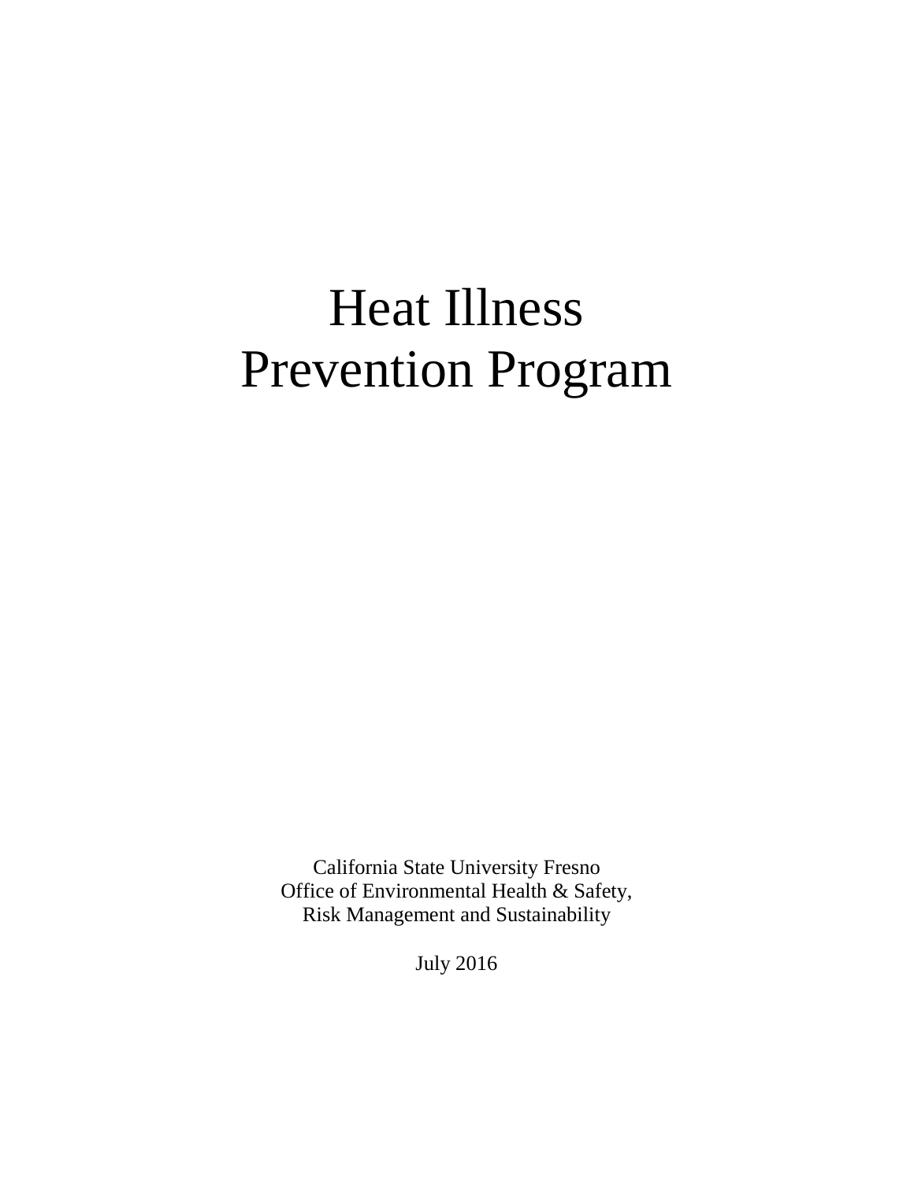# Heat Illness Prevention Program

California State University Fresno
Office of Environmental Health & Safety,
Risk Management and Sustainability

July 2016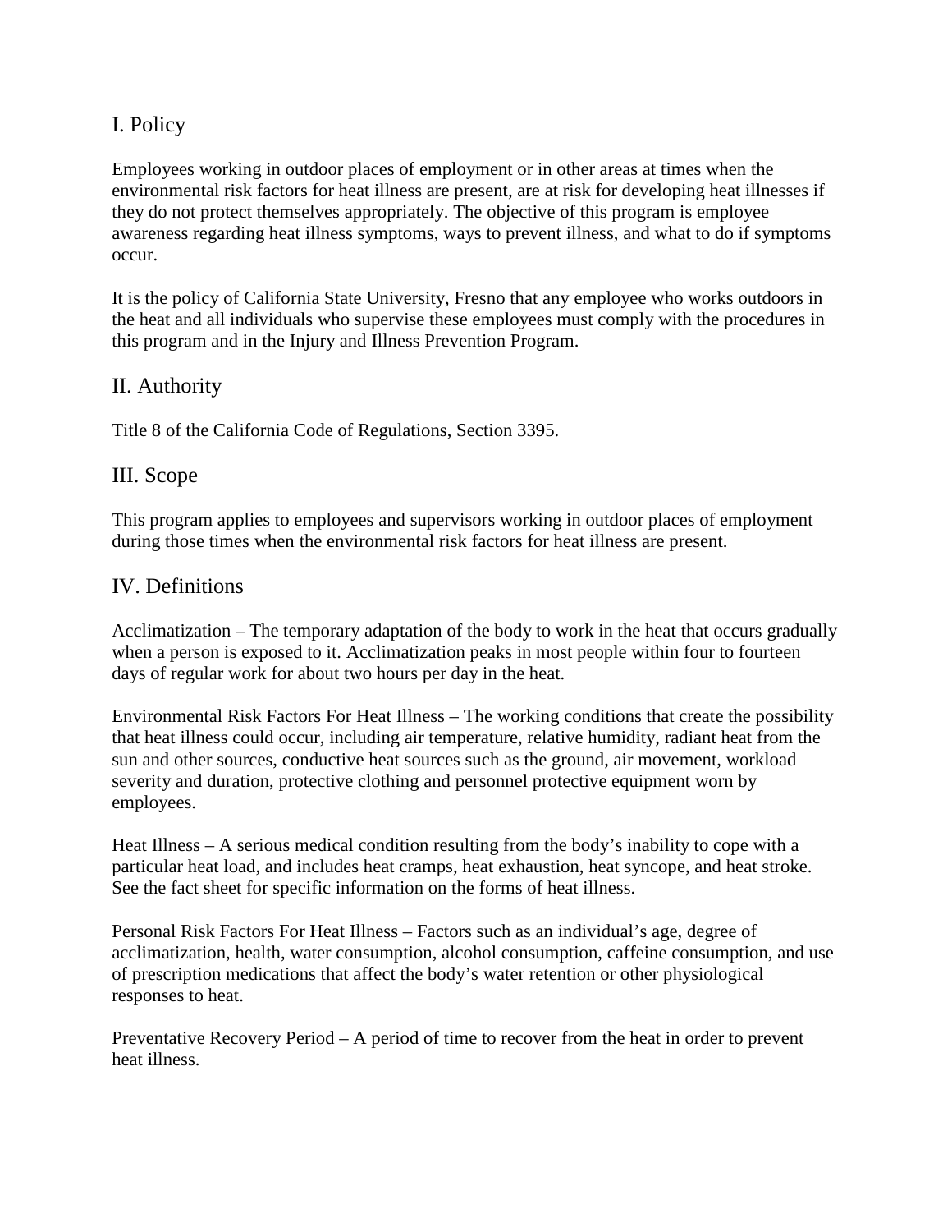## I. Policy

Employees working in outdoor places of employment or in other areas at times when the environmental risk factors for heat illness are present, are at risk for developing heat illnesses if they do not protect themselves appropriately. The objective of this program is employee awareness regarding heat illness symptoms, ways to prevent illness, and what to do if symptoms occur.

It is the policy of California State University, Fresno that any employee who works outdoors in the heat and all individuals who supervise these employees must comply with the procedures in this program and in the Injury and Illness Prevention Program.

## II. Authority

Title 8 of the California Code of Regulations, Section 3395.

## III. Scope

This program applies to employees and supervisors working in outdoor places of employment during those times when the environmental risk factors for heat illness are present.

## IV. Definitions

Acclimatization – The temporary adaptation of the body to work in the heat that occurs gradually when a person is exposed to it. Acclimatization peaks in most people within four to fourteen days of regular work for about two hours per day in the heat.

Environmental Risk Factors For Heat Illness – The working conditions that create the possibility that heat illness could occur, including air temperature, relative humidity, radiant heat from the sun and other sources, conductive heat sources such as the ground, air movement, workload severity and duration, protective clothing and personnel protective equipment worn by employees.

Heat Illness – A serious medical condition resulting from the body's inability to cope with a particular heat load, and includes heat cramps, heat exhaustion, heat syncope, and heat stroke. See the fact sheet for specific information on the forms of heat illness.

Personal Risk Factors For Heat Illness – Factors such as an individual's age, degree of acclimatization, health, water consumption, alcohol consumption, caffeine consumption, and use of prescription medications that affect the body's water retention or other physiological responses to heat.

Preventative Recovery Period – A period of time to recover from the heat in order to prevent heat illness.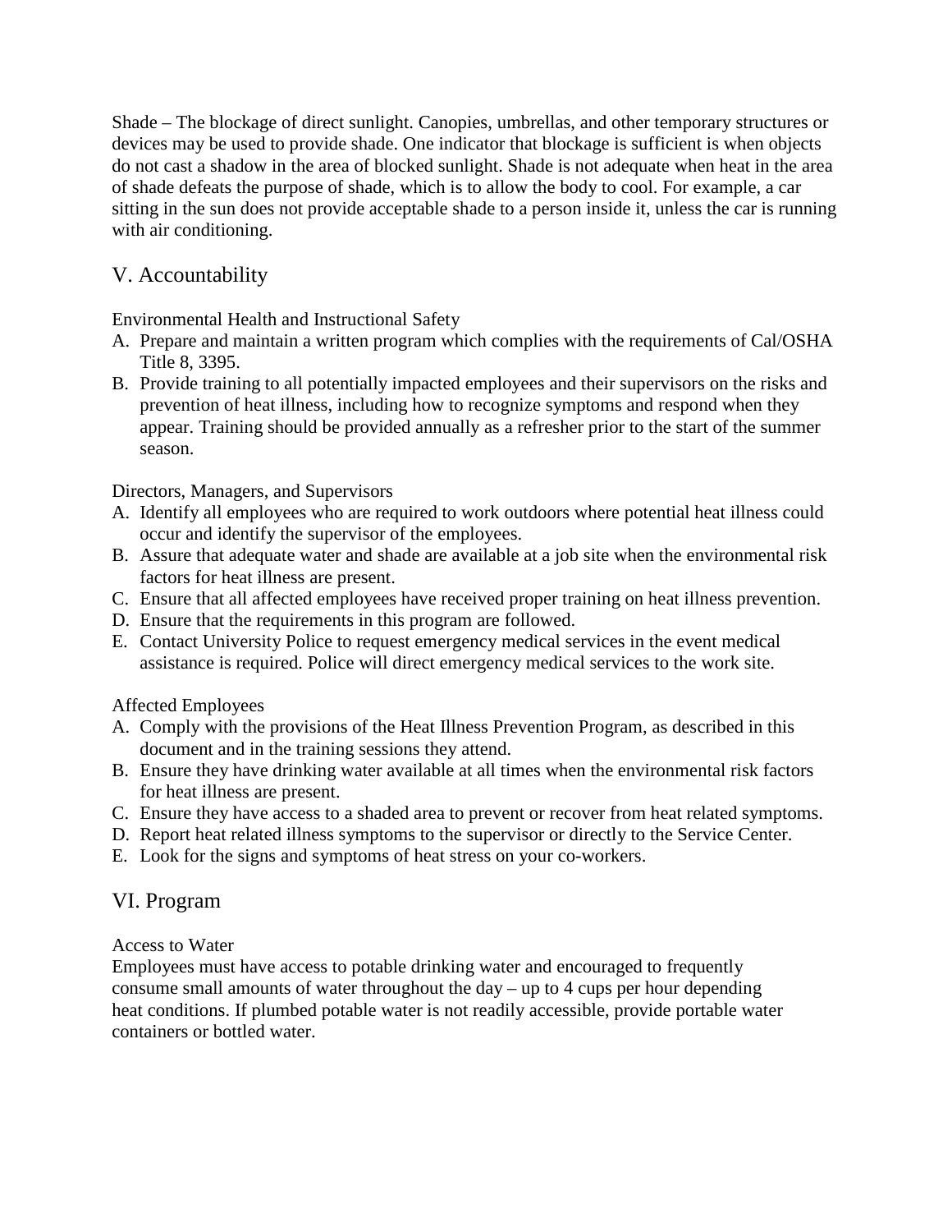Shade – The blockage of direct sunlight. Canopies, umbrellas, and other temporary structures or devices may be used to provide shade. One indicator that blockage is sufficient is when objects do not cast a shadow in the area of blocked sunlight. Shade is not adequate when heat in the area of shade defeats the purpose of shade, which is to allow the body to cool. For example, a car sitting in the sun does not provide acceptable shade to a person inside it, unless the car is running with air conditioning.

## V. Accountability

Environmental Health and Instructional Safety

A. Prepare and maintain a written program which complies with the requirements of Cal/OSHA Title 8, 3395.
B. Provide training to all potentially impacted employees and their supervisors on the risks and prevention of heat illness, including how to recognize symptoms and respond when they appear. Training should be provided annually as a refresher prior to the start of the summer season.

Directors, Managers, and Supervisors

A. Identify all employees who are required to work outdoors where potential heat illness could occur and identify the supervisor of the employees.
B. Assure that adequate water and shade are available at a job site when the environmental risk factors for heat illness are present.
C. Ensure that all affected employees have received proper training on heat illness prevention.
D. Ensure that the requirements in this program are followed.
E. Contact University Police to request emergency medical services in the event medical assistance is required. Police will direct emergency medical services to the work site.

Affected Employees

A. Comply with the provisions of the Heat Illness Prevention Program, as described in this document and in the training sessions they attend.
B. Ensure they have drinking water available at all times when the environmental risk factors for heat illness are present.
C. Ensure they have access to a shaded area to prevent or recover from heat related symptoms.
D. Report heat related illness symptoms to the supervisor or directly to the Service Center.
E. Look for the signs and symptoms of heat stress on your co-workers.

## VI. Program

Access to Water

Employees must have access to potable drinking water and encouraged to frequently consume small amounts of water throughout the day – up to 4 cups per hour depending heat conditions. If plumbed potable water is not readily accessible, provide portable water containers or bottled water.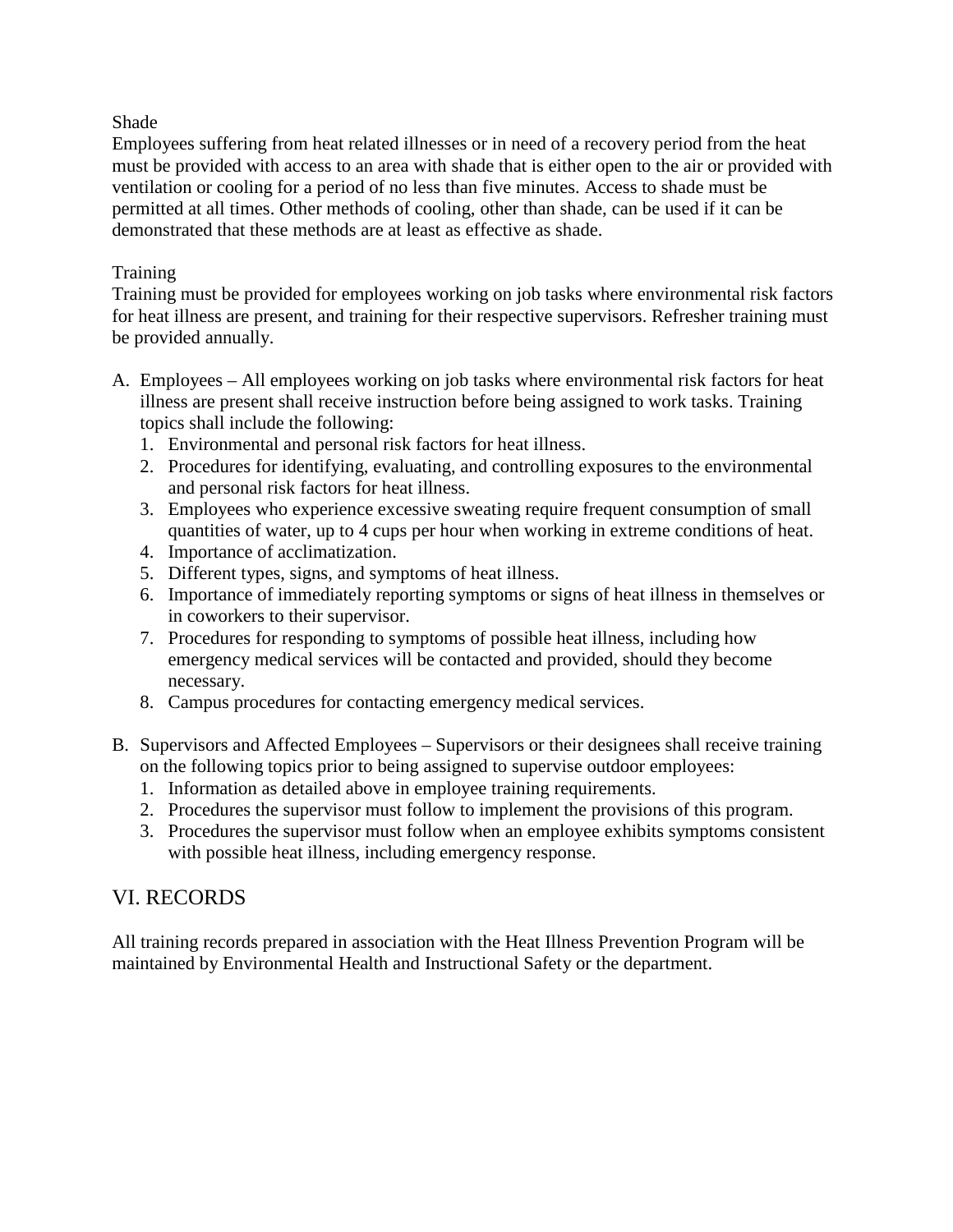Shade

Employees suffering from heat related illnesses or in need of a recovery period from the heat must be provided with access to an area with shade that is either open to the air or provided with ventilation or cooling for a period of no less than five minutes. Access to shade must be permitted at all times. Other methods of cooling, other than shade, can be used if it can be demonstrated that these methods are at least as effective as shade.

Training

Training must be provided for employees working on job tasks where environmental risk factors for heat illness are present, and training for their respective supervisors. Refresher training must be provided annually.

A. Employees – All employees working on job tasks where environmental risk factors for heat illness are present shall receive instruction before being assigned to work tasks. Training topics shall include the following:
   1. Environmental and personal risk factors for heat illness.
   2. Procedures for identifying, evaluating, and controlling exposures to the environmental and personal risk factors for heat illness.
   3. Employees who experience excessive sweating require frequent consumption of small quantities of water, up to 4 cups per hour when working in extreme conditions of heat.
   4. Importance of acclimatization.
   5. Different types, signs, and symptoms of heat illness.
   6. Importance of immediately reporting symptoms or signs of heat illness in themselves or in coworkers to their supervisor.
   7. Procedures for responding to symptoms of possible heat illness, including how emergency medical services will be contacted and provided, should they become necessary.
   8. Campus procedures for contacting emergency medical services.

B. Supervisors and Affected Employees – Supervisors or their designees shall receive training on the following topics prior to being assigned to supervise outdoor employees:
   1. Information as detailed above in employee training requirements.
   2. Procedures the supervisor must follow to implement the provisions of this program.
   3. Procedures the supervisor must follow when an employee exhibits symptoms consistent with possible heat illness, including emergency response.

## VI. RECORDS

All training records prepared in association with the Heat Illness Prevention Program will be maintained by Environmental Health and Instructional Safety or the department.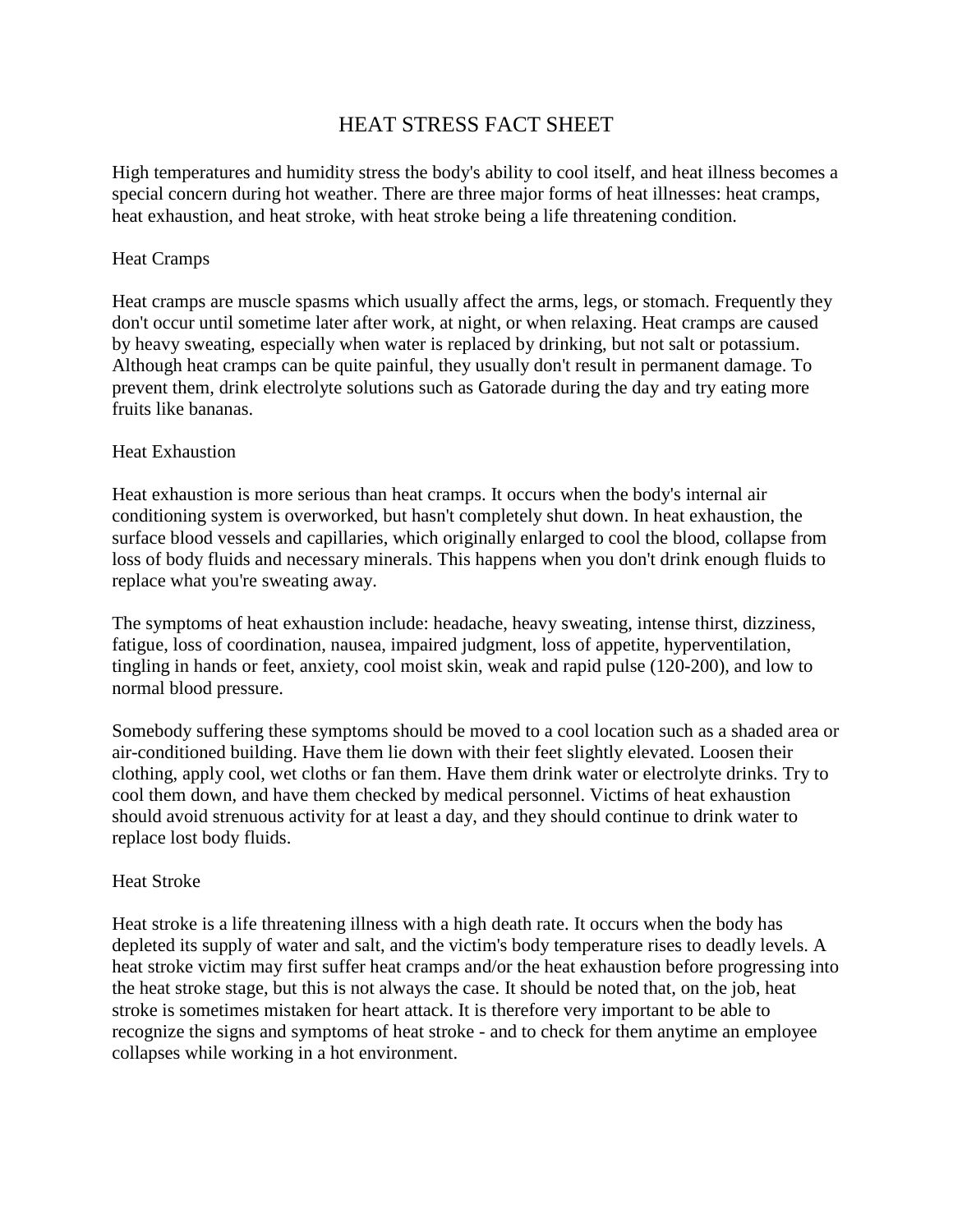# HEAT STRESS FACT SHEET

High temperatures and humidity stress the body's ability to cool itself, and heat illness becomes a special concern during hot weather. There are three major forms of heat illnesses: heat cramps, heat exhaustion, and heat stroke, with heat stroke being a life threatening condition.

## Heat Cramps

Heat cramps are muscle spasms which usually affect the arms, legs, or stomach. Frequently they don't occur until sometime later after work, at night, or when relaxing. Heat cramps are caused by heavy sweating, especially when water is replaced by drinking, but not salt or potassium. Although heat cramps can be quite painful, they usually don't result in permanent damage. To prevent them, drink electrolyte solutions such as Gatorade during the day and try eating more fruits like bananas.

## Heat Exhaustion

Heat exhaustion is more serious than heat cramps. It occurs when the body's internal air conditioning system is overworked, but hasn't completely shut down. In heat exhaustion, the surface blood vessels and capillaries, which originally enlarged to cool the blood, collapse from loss of body fluids and necessary minerals. This happens when you don't drink enough fluids to replace what you're sweating away.

The symptoms of heat exhaustion include: headache, heavy sweating, intense thirst, dizziness, fatigue, loss of coordination, nausea, impaired judgment, loss of appetite, hyperventilation, tingling in hands or feet, anxiety, cool moist skin, weak and rapid pulse (120-200), and low to normal blood pressure.

Somebody suffering these symptoms should be moved to a cool location such as a shaded area or air-conditioned building. Have them lie down with their feet slightly elevated. Loosen their clothing, apply cool, wet cloths or fan them. Have them drink water or electrolyte drinks. Try to cool them down, and have them checked by medical personnel. Victims of heat exhaustion should avoid strenuous activity for at least a day, and they should continue to drink water to replace lost body fluids.

## Heat Stroke

Heat stroke is a life threatening illness with a high death rate. It occurs when the body has depleted its supply of water and salt, and the victim's body temperature rises to deadly levels. A heat stroke victim may first suffer heat cramps and/or the heat exhaustion before progressing into the heat stroke stage, but this is not always the case. It should be noted that, on the job, heat stroke is sometimes mistaken for heart attack. It is therefore very important to be able to recognize the signs and symptoms of heat stroke - and to check for them anytime an employee collapses while working in a hot environment.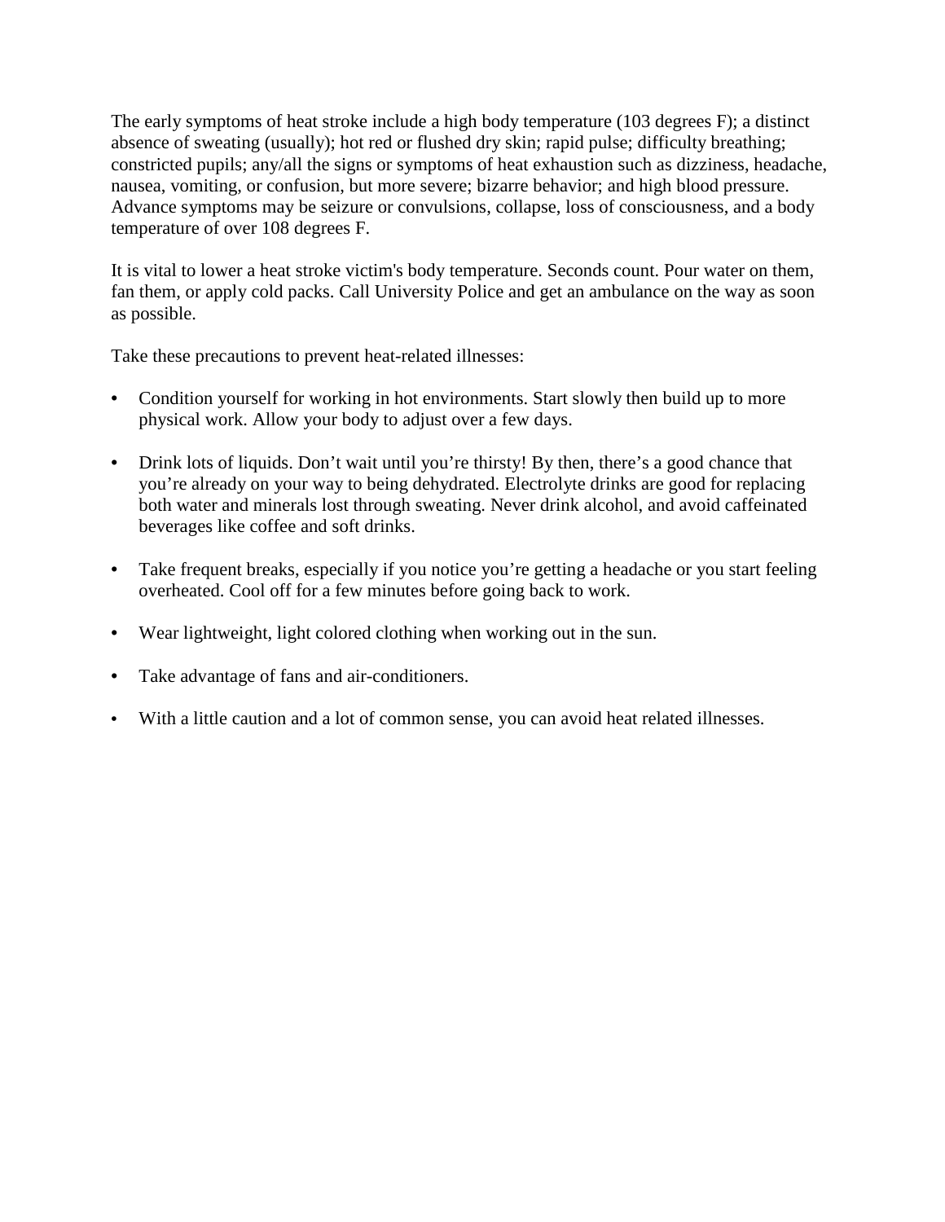The early symptoms of heat stroke include a high body temperature (103 degrees F); a distinct absence of sweating (usually); hot red or flushed dry skin; rapid pulse; difficulty breathing; constricted pupils; any/all the signs or symptoms of heat exhaustion such as dizziness, headache, nausea, vomiting, or confusion, but more severe; bizarre behavior; and high blood pressure. Advance symptoms may be seizure or convulsions, collapse, loss of consciousness, and a body temperature of over 108 degrees F.

It is vital to lower a heat stroke victim's body temperature. Seconds count. Pour water on them, fan them, or apply cold packs. Call University Police and get an ambulance on the way as soon as possible.

Take these precautions to prevent heat-related illnesses:

- Condition yourself for working in hot environments. Start slowly then build up to more physical work. Allow your body to adjust over a few days.
- Drink lots of liquids. Don't wait until you're thirsty! By then, there's a good chance that you're already on your way to being dehydrated. Electrolyte drinks are good for replacing both water and minerals lost through sweating. Never drink alcohol, and avoid caffeinated beverages like coffee and soft drinks.
- Take frequent breaks, especially if you notice you're getting a headache or you start feeling overheated. Cool off for a few minutes before going back to work.
- Wear lightweight, light colored clothing when working out in the sun.
- Take advantage of fans and air-conditioners.
- With a little caution and a lot of common sense, you can avoid heat related illnesses.